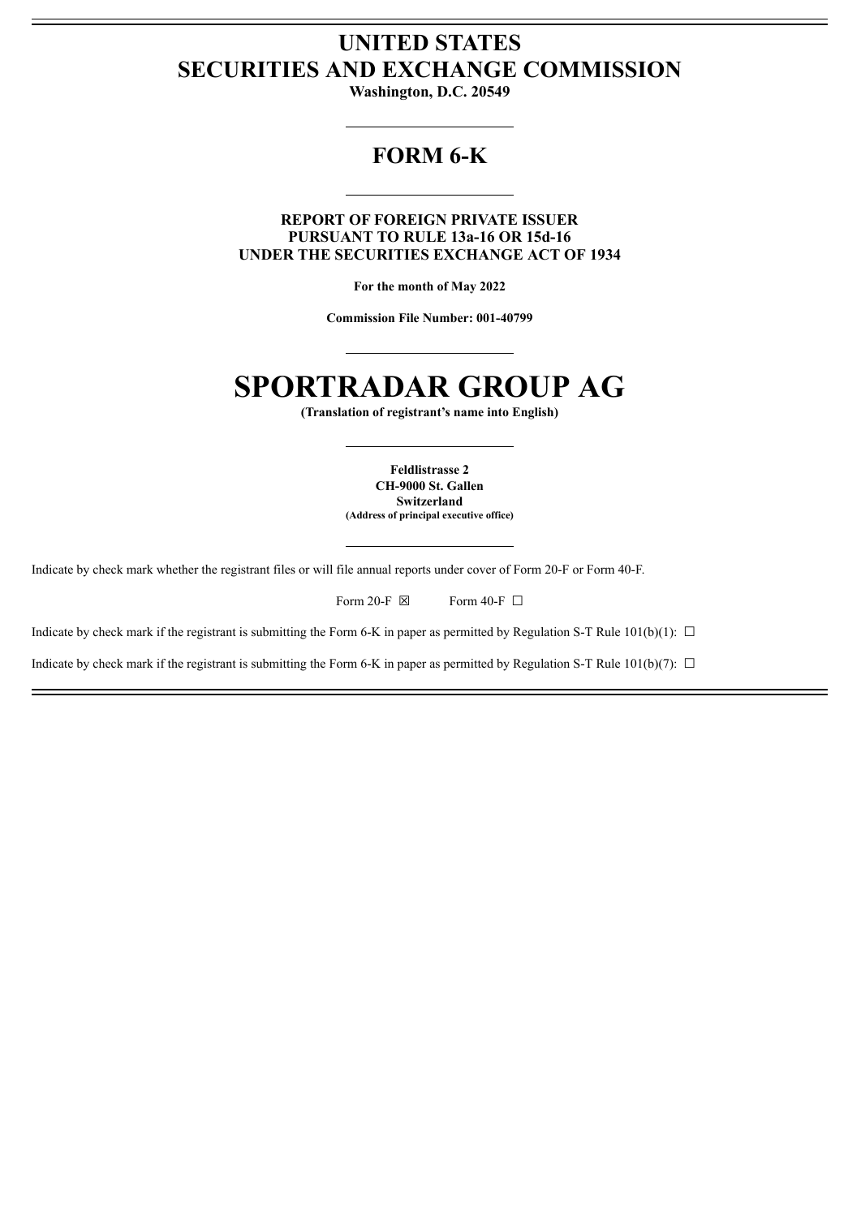# UNITED STATES
# SECURITIES AND EXCHANGE COMMISSION

**Washington, D.C. 20549**

## FORM 6-K

**REPORT OF FOREIGN PRIVATE ISSUER**
**PURSUANT TO RULE 13a-16 OR 15d-16**
**UNDER THE SECURITIES EXCHANGE ACT OF 1934**

**For the month of May 2022**

**Commission File Number: 001-40799**

# SPORTRADAR GROUP AG

**(Translation of registrant's name into English)**

**Feldlistrasse 2**
**CH-9000 St. Gallen**
**Switzerland**
**(Address of principal executive office)**

Indicate by check mark whether the registrant files or will file annual reports under cover of Form 20-F or Form 40-F.

Form 20-F ☒ Form 40-F ☐

Indicate by check mark if the registrant is submitting the Form 6-K in paper as permitted by Regulation S-T Rule 101(b)(1): ☐

Indicate by check mark if the registrant is submitting the Form 6-K in paper as permitted by Regulation S-T Rule 101(b)(7): ☐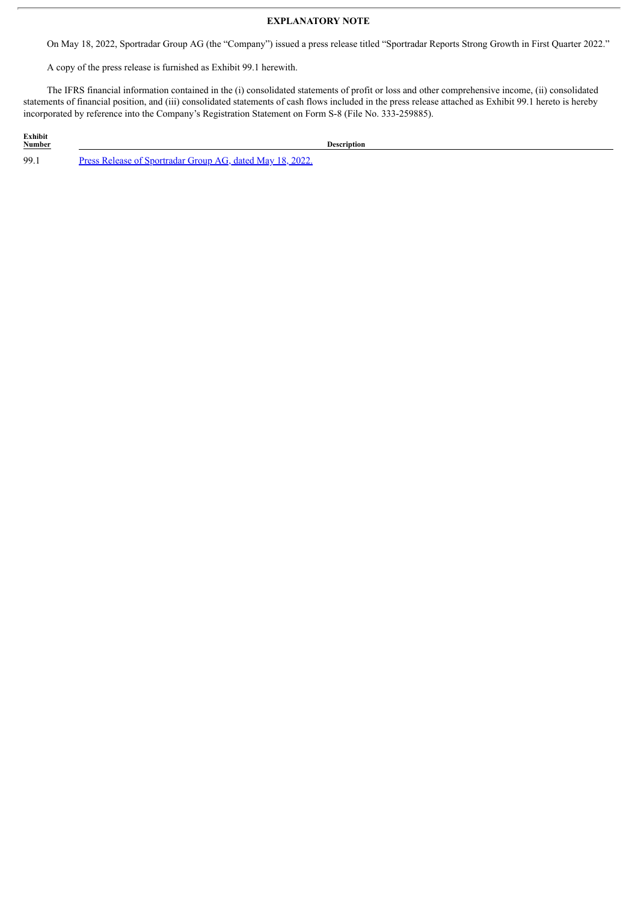## EXPLANATORY NOTE

On May 18, 2022, Sportradar Group AG (the "Company") issued a press release titled "Sportradar Reports Strong Growth in First Quarter 2022."

A copy of the press release is furnished as Exhibit 99.1 herewith.

The IFRS financial information contained in the (i) consolidated statements of profit or loss and other comprehensive income, (ii) consolidated statements of financial position, and (iii) consolidated statements of cash flows included in the press release attached as Exhibit 99.1 hereto is hereby incorporated by reference into the Company's Registration Statement on Form S-8 (File No. 333-259885).

| Exhibit Number | Description |
|---|---|
| 99.1 | Press Release of Sportradar Group AG, dated May 18, 2022. |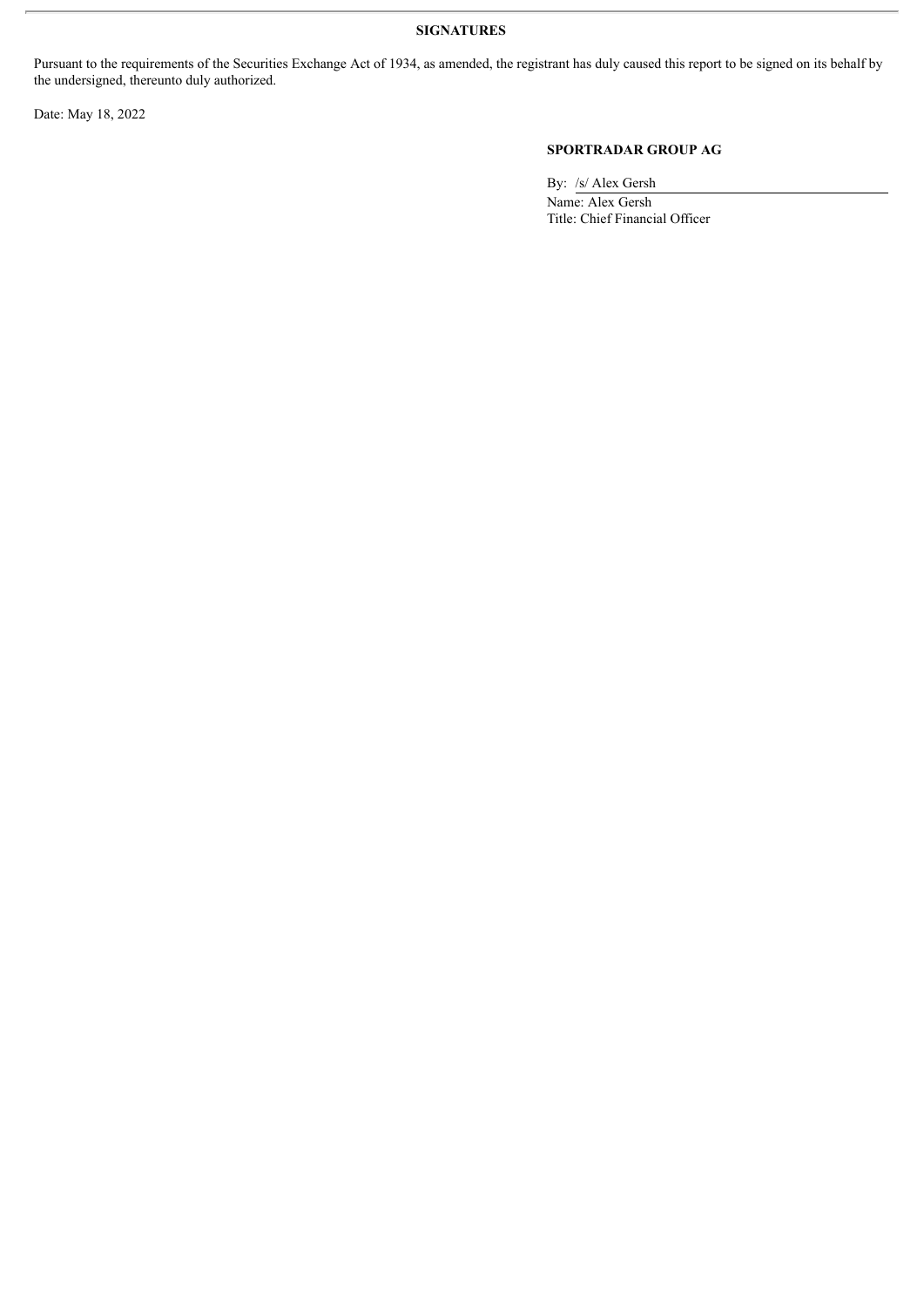**SIGNATURES**

Pursuant to the requirements of the Securities Exchange Act of 1934, as amended, the registrant has duly caused this report to be signed on its behalf by the undersigned, thereunto duly authorized.

Date: May 18, 2022

**SPORTRADAR GROUP AG**

By: /s/ Alex Gersh

Name: Alex Gersh

Title: Chief Financial Officer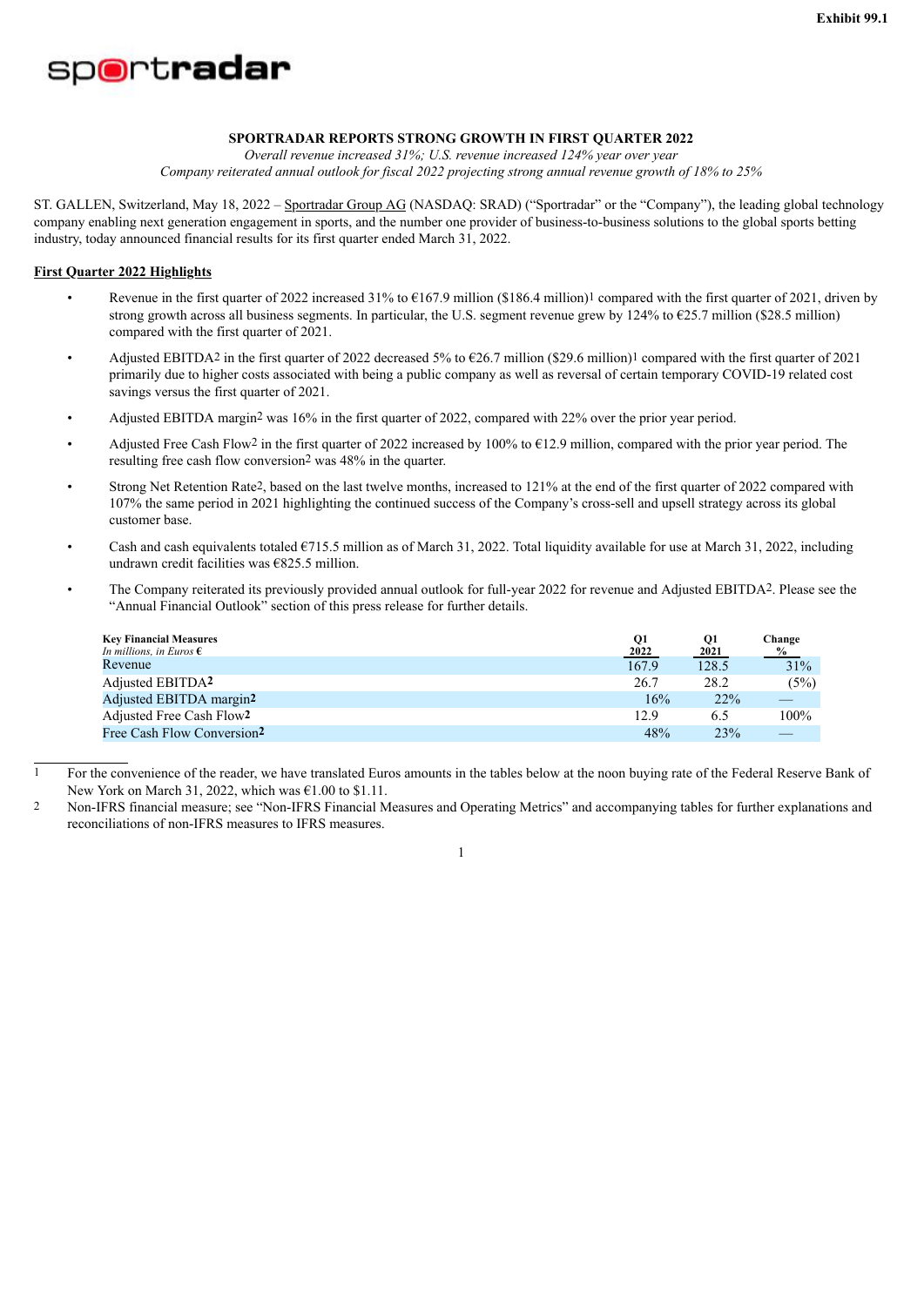Exhibit 99.1

sportradar

**SPORTRADAR REPORTS STRONG GROWTH IN FIRST QUARTER 2022**

*Overall revenue increased 31%; U.S. revenue increased 124% year over year*

*Company reiterated annual outlook for fiscal 2022 projecting strong annual revenue growth of 18% to 25%*

ST. GALLEN, Switzerland, May 18, 2022 – Sportradar Group AG (NASDAQ: SRAD) ("Sportradar" or the "Company"), the leading global technology company enabling next generation engagement in sports, and the number one provider of business-to-business solutions to the global sports betting industry, today announced financial results for its first quarter ended March 31, 2022.

**First Quarter 2022 Highlights**

- Revenue in the first quarter of 2022 increased 31% to €167.9 million ($186.4 million)[1] compared with the first quarter of 2021, driven by strong growth across all business segments. In particular, the U.S. segment revenue grew by 124% to €25.7 million ($28.5 million) compared with the first quarter of 2021.
- Adjusted EBITDA[2] in the first quarter of 2022 decreased 5% to €26.7 million ($29.6 million)[1] compared with the first quarter of 2021 primarily due to higher costs associated with being a public company as well as reversal of certain temporary COVID-19 related cost savings versus the first quarter of 2021.
- Adjusted EBITDA margin[2] was 16% in the first quarter of 2022, compared with 22% over the prior year period.
- Adjusted Free Cash Flow[2] in the first quarter of 2022 increased by 100% to €12.9 million, compared with the prior year period. The resulting free cash flow conversion[2] was 48% in the quarter.
- Strong Net Retention Rate[2], based on the last twelve months, increased to 121% at the end of the first quarter of 2022 compared with 107% the same period in 2021 highlighting the continued success of the Company's cross-sell and upsell strategy across its global customer base.
- Cash and cash equivalents totaled €715.5 million as of March 31, 2022. Total liquidity available for use at March 31, 2022, including undrawn credit facilities was €825.5 million.
- The Company reiterated its previously provided annual outlook for full-year 2022 for revenue and Adjusted EBITDA[2]. Please see the "Annual Financial Outlook" section of this press release for further details.

| **Key Financial Measures** *In millions, in Euros €* | Q1 2022 | Q1 2021 | Change % |
|---|---|---|---|
| Revenue | 167.9 | 128.5 | 31% |
| Adjusted EBITDA[2] | 26.7 | 28.2 | (5%) |
| Adjusted EBITDA margin[2] | 16% | 22% | — |
| Adjusted Free Cash Flow[2] | 12.9 | 6.5 | 100% |
| Free Cash Flow Conversion[2] | 48% | 23% | — |

1 For the convenience of the reader, we have translated Euros amounts in the tables below at the noon buying rate of the Federal Reserve Bank of New York on March 31, 2022, which was €1.00 to $1.11.

2 Non-IFRS financial measure; see "Non-IFRS Financial Measures and Operating Metrics" and accompanying tables for further explanations and reconciliations of non-IFRS measures to IFRS measures.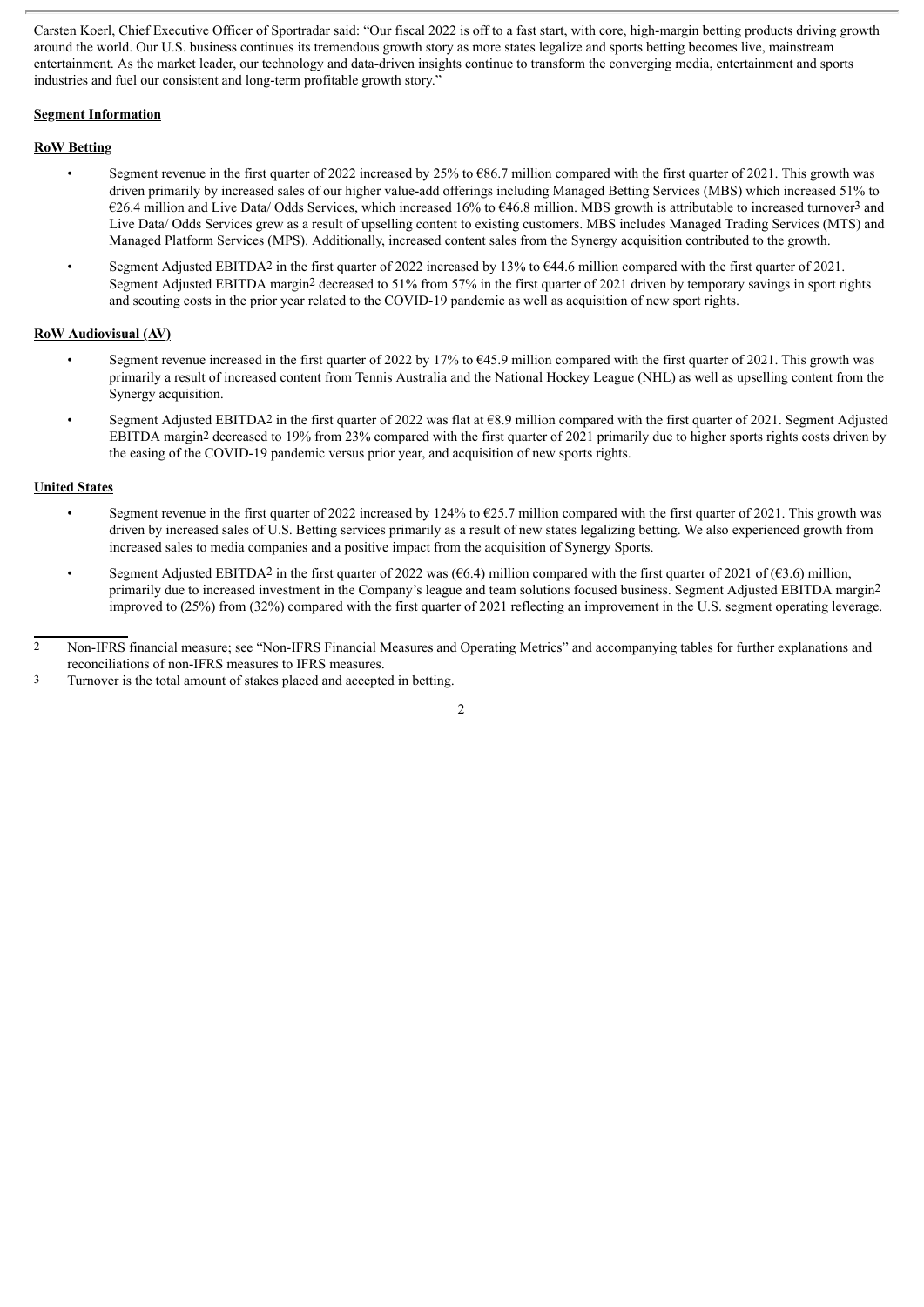Carsten Koerl, Chief Executive Officer of Sportradar said: "Our fiscal 2022 is off to a fast start, with core, high-margin betting products driving growth around the world. Our U.S. business continues its tremendous growth story as more states legalize and sports betting becomes live, mainstream entertainment. As the market leader, our technology and data-driven insights continue to transform the converging media, entertainment and sports industries and fuel our consistent and long-term profitable growth story."

**Segment Information**

**RoW Betting**

- Segment revenue in the first quarter of 2022 increased by 25% to €86.7 million compared with the first quarter of 2021. This growth was driven primarily by increased sales of our higher value-add offerings including Managed Betting Services (MBS) which increased 51% to €26.4 million and Live Data/ Odds Services, which increased 16% to €46.8 million. MBS growth is attributable to increased turnover[3] and Live Data/ Odds Services grew as a result of upselling content to existing customers. MBS includes Managed Trading Services (MTS) and Managed Platform Services (MPS). Additionally, increased content sales from the Synergy acquisition contributed to the growth.
- Segment Adjusted EBITDA[2] in the first quarter of 2022 increased by 13% to €44.6 million compared with the first quarter of 2021. Segment Adjusted EBITDA margin[2] decreased to 51% from 57% in the first quarter of 2021 driven by temporary savings in sport rights and scouting costs in the prior year related to the COVID-19 pandemic as well as acquisition of new sport rights.

**RoW Audiovisual (AV)**

- Segment revenue increased in the first quarter of 2022 by 17% to €45.9 million compared with the first quarter of 2021. This growth was primarily a result of increased content from Tennis Australia and the National Hockey League (NHL) as well as upselling content from the Synergy acquisition.
- Segment Adjusted EBITDA[2] in the first quarter of 2022 was flat at €8.9 million compared with the first quarter of 2021. Segment Adjusted EBITDA margin[2] decreased to 19% from 23% compared with the first quarter of 2021 primarily due to higher sports rights costs driven by the easing of the COVID-19 pandemic versus prior year, and acquisition of new sports rights.

**United States**

- Segment revenue in the first quarter of 2022 increased by 124% to €25.7 million compared with the first quarter of 2021. This growth was driven by increased sales of U.S. Betting services primarily as a result of new states legalizing betting. We also experienced growth from increased sales to media companies and a positive impact from the acquisition of Synergy Sports.
- Segment Adjusted EBITDA[2] in the first quarter of 2022 was (€6.4) million compared with the first quarter of 2021 of (€3.6) million, primarily due to increased investment in the Company's league and team solutions focused business. Segment Adjusted EBITDA margin[2] improved to (25%) from (32%) compared with the first quarter of 2021 reflecting an improvement in the U.S. segment operating leverage.

---

2 Non-IFRS financial measure; see "Non-IFRS Financial Measures and Operating Metrics" and accompanying tables for further explanations and reconciliations of non-IFRS measures to IFRS measures.

3 Turnover is the total amount of stakes placed and accepted in betting.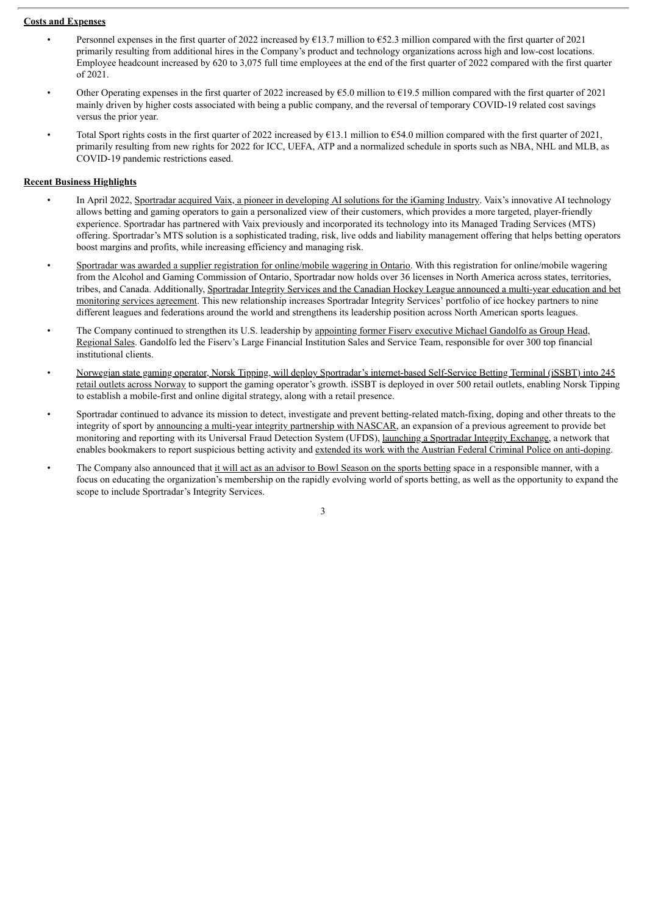**Costs and Expenses**

- Personnel expenses in the first quarter of 2022 increased by €13.7 million to €52.3 million compared with the first quarter of 2021 primarily resulting from additional hires in the Company's product and technology organizations across high and low-cost locations. Employee headcount increased by 620 to 3,075 full time employees at the end of the first quarter of 2022 compared with the first quarter of 2021.
- Other Operating expenses in the first quarter of 2022 increased by €5.0 million to €19.5 million compared with the first quarter of 2021 mainly driven by higher costs associated with being a public company, and the reversal of temporary COVID-19 related cost savings versus the prior year.
- Total Sport rights costs in the first quarter of 2022 increased by €13.1 million to €54.0 million compared with the first quarter of 2021, primarily resulting from new rights for 2022 for ICC, UEFA, ATP and a normalized schedule in sports such as NBA, NHL and MLB, as COVID-19 pandemic restrictions eased.

**Recent Business Highlights**

- In April 2022, Sportradar acquired Vaix, a pioneer in developing AI solutions for the iGaming Industry. Vaix's innovative AI technology allows betting and gaming operators to gain a personalized view of their customers, which provides a more targeted, player-friendly experience. Sportradar has partnered with Vaix previously and incorporated its technology into its Managed Trading Services (MTS) offering. Sportradar's MTS solution is a sophisticated trading, risk, live odds and liability management offering that helps betting operators boost margins and profits, while increasing efficiency and managing risk.
- Sportradar was awarded a supplier registration for online/mobile wagering in Ontario. With this registration for online/mobile wagering from the Alcohol and Gaming Commission of Ontario, Sportradar now holds over 36 licenses in North America across states, territories, tribes, and Canada. Additionally, Sportradar Integrity Services and the Canadian Hockey League announced a multi-year education and bet monitoring services agreement. This new relationship increases Sportradar Integrity Services' portfolio of ice hockey partners to nine different leagues and federations around the world and strengthens its leadership position across North American sports leagues.
- The Company continued to strengthen its U.S. leadership by appointing former Fiserv executive Michael Gandolfo as Group Head, Regional Sales. Gandolfo led the Fiserv's Large Financial Institution Sales and Service Team, responsible for over 300 top financial institutional clients.
- Norwegian state gaming operator, Norsk Tipping, will deploy Sportradar's internet-based Self-Service Betting Terminal (iSSBT) into 245 retail outlets across Norway to support the gaming operator's growth. iSSBT is deployed in over 500 retail outlets, enabling Norsk Tipping to establish a mobile-first and online digital strategy, along with a retail presence.
- Sportradar continued to advance its mission to detect, investigate and prevent betting-related match-fixing, doping and other threats to the integrity of sport by announcing a multi-year integrity partnership with NASCAR, an expansion of a previous agreement to provide bet monitoring and reporting with its Universal Fraud Detection System (UFDS), launching a Sportradar Integrity Exchange, a network that enables bookmakers to report suspicious betting activity and extended its work with the Austrian Federal Criminal Police on anti-doping.
- The Company also announced that it will act as an advisor to Bowl Season on the sports betting space in a responsible manner, with a focus on educating the organization's membership on the rapidly evolving world of sports betting, as well as the opportunity to expand the scope to include Sportradar's Integrity Services.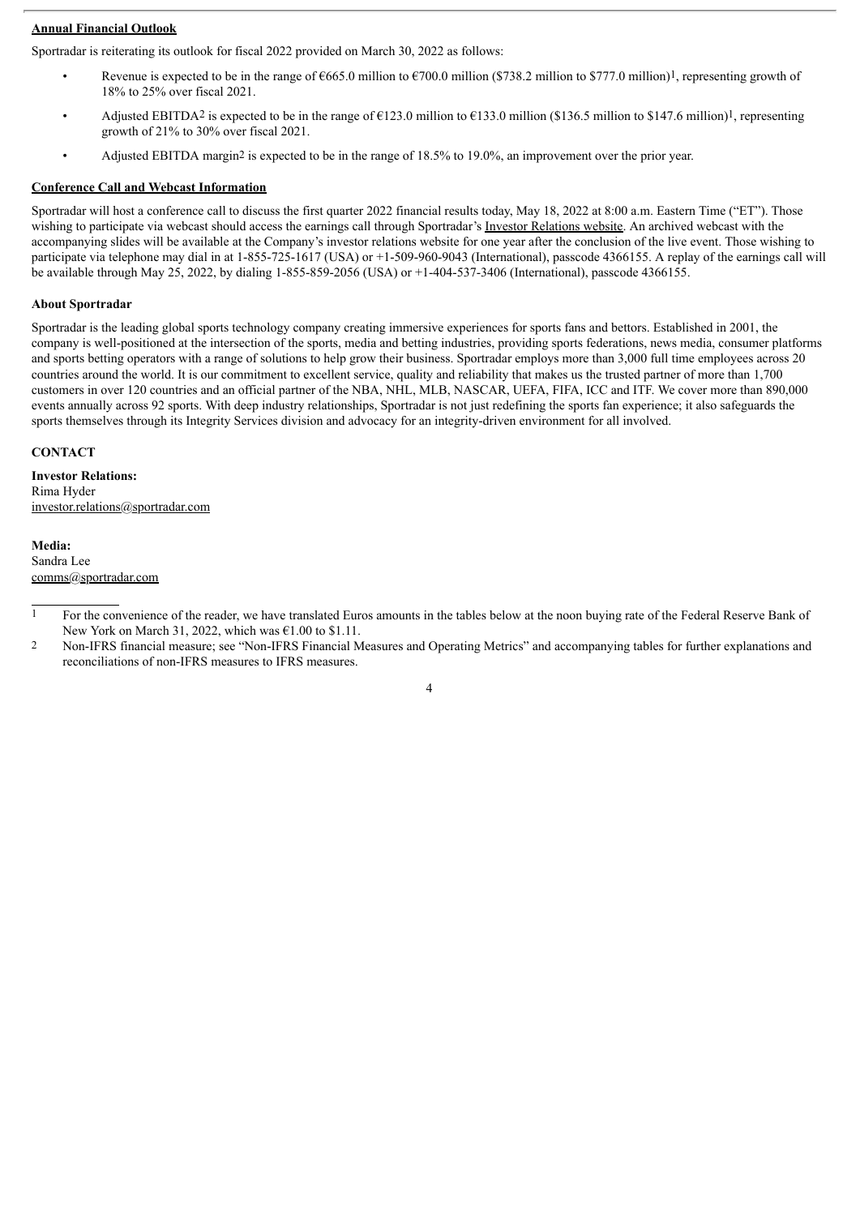**Annual Financial Outlook**

Sportradar is reiterating its outlook for fiscal 2022 provided on March 30, 2022 as follows:

- Revenue is expected to be in the range of €665.0 million to €700.0 million ($738.2 million to $777.0 million)[1], representing growth of 18% to 25% over fiscal 2021.
- Adjusted EBITDA[2] is expected to be in the range of €123.0 million to €133.0 million ($136.5 million to $147.6 million)[1], representing growth of 21% to 30% over fiscal 2021.
- Adjusted EBITDA margin[2] is expected to be in the range of 18.5% to 19.0%, an improvement over the prior year.

**Conference Call and Webcast Information**

Sportradar will host a conference call to discuss the first quarter 2022 financial results today, May 18, 2022 at 8:00 a.m. Eastern Time ("ET"). Those wishing to participate via webcast should access the earnings call through Sportradar's Investor Relations website. An archived webcast with the accompanying slides will be available at the Company's investor relations website for one year after the conclusion of the live event. Those wishing to participate via telephone may dial in at 1-855-725-1617 (USA) or +1-509-960-9043 (International), passcode 4366155. A replay of the earnings call will be available through May 25, 2022, by dialing 1-855-859-2056 (USA) or +1-404-537-3406 (International), passcode 4366155.

**About Sportradar**

Sportradar is the leading global sports technology company creating immersive experiences for sports fans and bettors. Established in 2001, the company is well-positioned at the intersection of the sports, media and betting industries, providing sports federations, news media, consumer platforms and sports betting operators with a range of solutions to help grow their business. Sportradar employs more than 3,000 full time employees across 20 countries around the world. It is our commitment to excellent service, quality and reliability that makes us the trusted partner of more than 1,700 customers in over 120 countries and an official partner of the NBA, NHL, MLB, NASCAR, UEFA, FIFA, ICC and ITF. We cover more than 890,000 events annually across 92 sports. With deep industry relationships, Sportradar is not just redefining the sports fan experience; it also safeguards the sports themselves through its Integrity Services division and advocacy for an integrity-driven environment for all involved.

**CONTACT**

**Investor Relations:**
Rima Hyder
investor.relations@sportradar.com

**Media:**
Sandra Lee
comms@sportradar.com

---

[1] For the convenience of the reader, we have translated Euros amounts in the tables below at the noon buying rate of the Federal Reserve Bank of New York on March 31, 2022, which was €1.00 to $1.11.

[2] Non-IFRS financial measure; see "Non-IFRS Financial Measures and Operating Metrics" and accompanying tables for further explanations and reconciliations of non-IFRS measures to IFRS measures.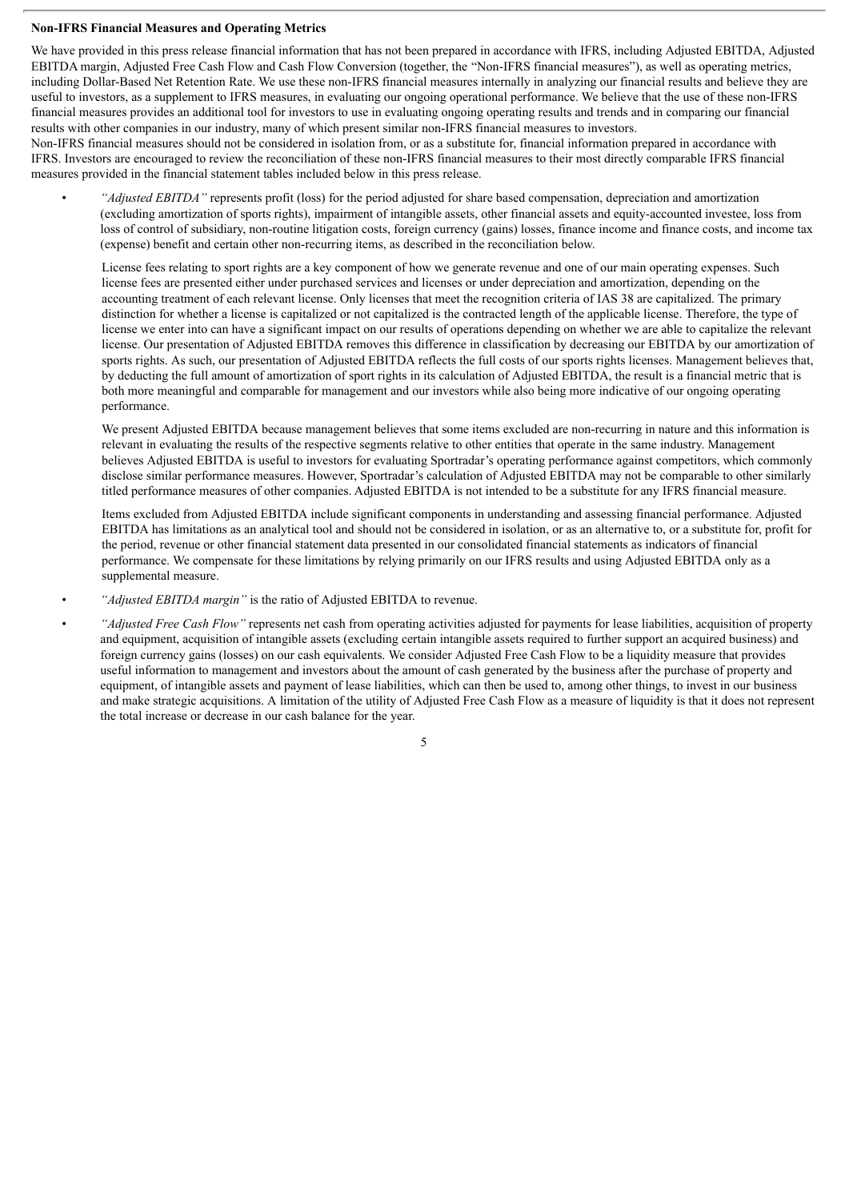**Non-IFRS Financial Measures and Operating Metrics**

We have provided in this press release financial information that has not been prepared in accordance with IFRS, including Adjusted EBITDA, Adjusted EBITDA margin, Adjusted Free Cash Flow and Cash Flow Conversion (together, the "Non-IFRS financial measures"), as well as operating metrics, including Dollar-Based Net Retention Rate. We use these non-IFRS financial measures internally in analyzing our financial results and believe they are useful to investors, as a supplement to IFRS measures, in evaluating our ongoing operational performance. We believe that the use of these non-IFRS financial measures provides an additional tool for investors to use in evaluating ongoing operating results and trends and in comparing our financial results with other companies in our industry, many of which present similar non-IFRS financial measures to investors.

Non-IFRS financial measures should not be considered in isolation from, or as a substitute for, financial information prepared in accordance with IFRS. Investors are encouraged to review the reconciliation of these non-IFRS financial measures to their most directly comparable IFRS financial measures provided in the financial statement tables included below in this press release.

- *"Adjusted EBITDA"* represents profit (loss) for the period adjusted for share based compensation, depreciation and amortization (excluding amortization of sports rights), impairment of intangible assets, other financial assets and equity-accounted investee, loss from loss of control of subsidiary, non-routine litigation costs, foreign currency (gains) losses, finance income and finance costs, and income tax (expense) benefit and certain other non-recurring items, as described in the reconciliation below.

  License fees relating to sport rights are a key component of how we generate revenue and one of our main operating expenses. Such license fees are presented either under purchased services and licenses or under depreciation and amortization, depending on the accounting treatment of each relevant license. Only licenses that meet the recognition criteria of IAS 38 are capitalized. The primary distinction for whether a license is capitalized or not capitalized is the contracted length of the applicable license. Therefore, the type of license we enter into can have a significant impact on our results of operations depending on whether we are able to capitalize the relevant license. Our presentation of Adjusted EBITDA removes this difference in classification by decreasing our EBITDA by our amortization of sports rights. As such, our presentation of Adjusted EBITDA reflects the full costs of our sports rights licenses. Management believes that, by deducting the full amount of amortization of sport rights in its calculation of Adjusted EBITDA, the result is a financial metric that is both more meaningful and comparable for management and our investors while also being more indicative of our ongoing operating performance.

  We present Adjusted EBITDA because management believes that some items excluded are non-recurring in nature and this information is relevant in evaluating the results of the respective segments relative to other entities that operate in the same industry. Management believes Adjusted EBITDA is useful to investors for evaluating Sportradar's operating performance against competitors, which commonly disclose similar performance measures. However, Sportradar's calculation of Adjusted EBITDA may not be comparable to other similarly titled performance measures of other companies. Adjusted EBITDA is not intended to be a substitute for any IFRS financial measure.

  Items excluded from Adjusted EBITDA include significant components in understanding and assessing financial performance. Adjusted EBITDA has limitations as an analytical tool and should not be considered in isolation, or as an alternative to, or a substitute for, profit for the period, revenue or other financial statement data presented in our consolidated financial statements as indicators of financial performance. We compensate for these limitations by relying primarily on our IFRS results and using Adjusted EBITDA only as a supplemental measure.

- *"Adjusted EBITDA margin"* is the ratio of Adjusted EBITDA to revenue.
- *"Adjusted Free Cash Flow"* represents net cash from operating activities adjusted for payments for lease liabilities, acquisition of property and equipment, acquisition of intangible assets (excluding certain intangible assets required to further support an acquired business) and foreign currency gains (losses) on our cash equivalents. We consider Adjusted Free Cash Flow to be a liquidity measure that provides useful information to management and investors about the amount of cash generated by the business after the purchase of property and equipment, of intangible assets and payment of lease liabilities, which can then be used to, among other things, to invest in our business and make strategic acquisitions. A limitation of the utility of Adjusted Free Cash Flow as a measure of liquidity is that it does not represent the total increase or decrease in our cash balance for the year.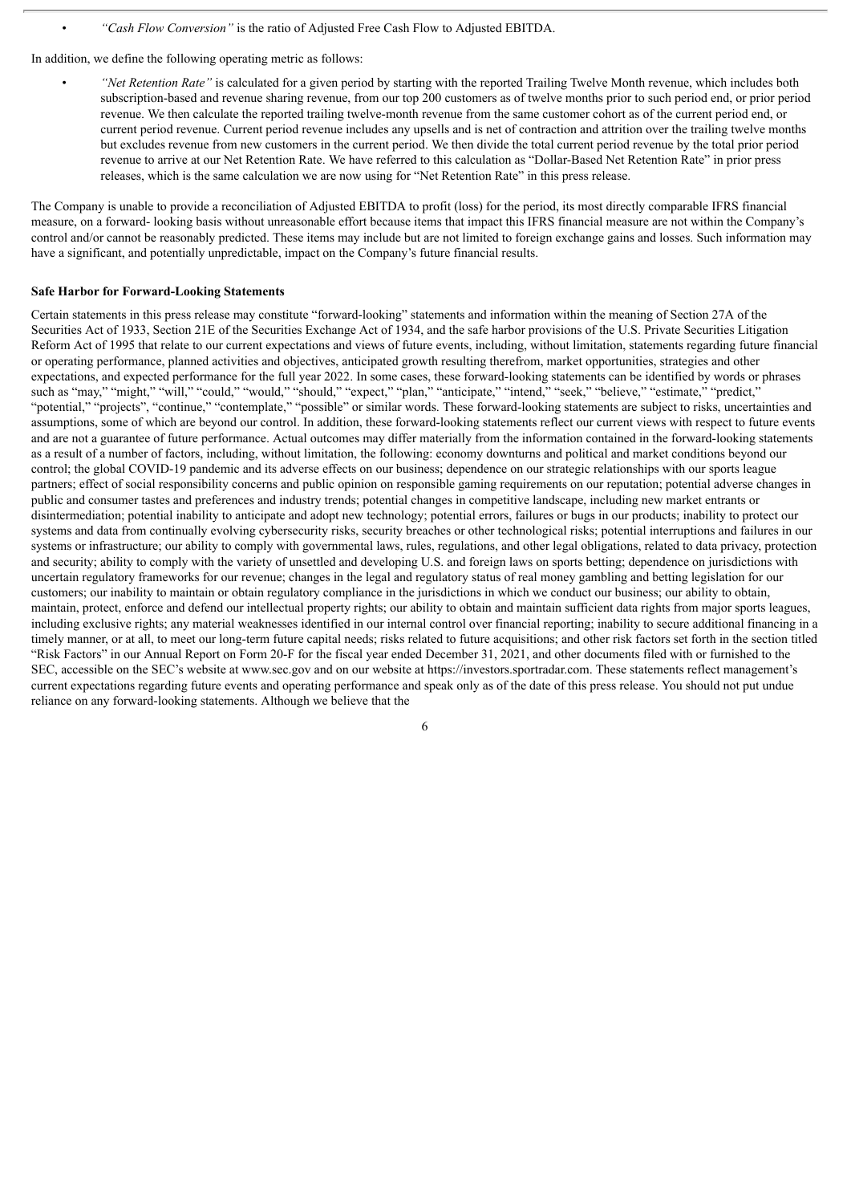- *"Cash Flow Conversion"* is the ratio of Adjusted Free Cash Flow to Adjusted EBITDA.

In addition, we define the following operating metric as follows:

- *"Net Retention Rate"* is calculated for a given period by starting with the reported Trailing Twelve Month revenue, which includes both subscription-based and revenue sharing revenue, from our top 200 customers as of twelve months prior to such period end, or prior period revenue. We then calculate the reported trailing twelve-month revenue from the same customer cohort as of the current period end, or current period revenue. Current period revenue includes any upsells and is net of contraction and attrition over the trailing twelve months but excludes revenue from new customers in the current period. We then divide the total current period revenue by the total prior period revenue to arrive at our Net Retention Rate. We have referred to this calculation as "Dollar-Based Net Retention Rate" in prior press releases, which is the same calculation we are now using for "Net Retention Rate" in this press release.

The Company is unable to provide a reconciliation of Adjusted EBITDA to profit (loss) for the period, its most directly comparable IFRS financial measure, on a forward- looking basis without unreasonable effort because items that impact this IFRS financial measure are not within the Company's control and/or cannot be reasonably predicted. These items may include but are not limited to foreign exchange gains and losses. Such information may have a significant, and potentially unpredictable, impact on the Company's future financial results.

**Safe Harbor for Forward-Looking Statements**

Certain statements in this press release may constitute "forward-looking" statements and information within the meaning of Section 27A of the Securities Act of 1933, Section 21E of the Securities Exchange Act of 1934, and the safe harbor provisions of the U.S. Private Securities Litigation Reform Act of 1995 that relate to our current expectations and views of future events, including, without limitation, statements regarding future financial or operating performance, planned activities and objectives, anticipated growth resulting therefrom, market opportunities, strategies and other expectations, and expected performance for the full year 2022. In some cases, these forward-looking statements can be identified by words or phrases such as "may," "might," "will," "could," "would," "should," "expect," "plan," "anticipate," "intend," "seek," "believe," "estimate," "predict," "potential," "projects", "continue," "contemplate," "possible" or similar words. These forward-looking statements are subject to risks, uncertainties and assumptions, some of which are beyond our control. In addition, these forward-looking statements reflect our current views with respect to future events and are not a guarantee of future performance. Actual outcomes may differ materially from the information contained in the forward-looking statements as a result of a number of factors, including, without limitation, the following: economy downturns and political and market conditions beyond our control; the global COVID-19 pandemic and its adverse effects on our business; dependence on our strategic relationships with our sports league partners; effect of social responsibility concerns and public opinion on responsible gaming requirements on our reputation; potential adverse changes in public and consumer tastes and preferences and industry trends; potential changes in competitive landscape, including new market entrants or disintermediation; potential inability to anticipate and adopt new technology; potential errors, failures or bugs in our products; inability to protect our systems and data from continually evolving cybersecurity risks, security breaches or other technological risks; potential interruptions and failures in our systems or infrastructure; our ability to comply with governmental laws, rules, regulations, and other legal obligations, related to data privacy, protection and security; ability to comply with the variety of unsettled and developing U.S. and foreign laws on sports betting; dependence on jurisdictions with uncertain regulatory frameworks for our revenue; changes in the legal and regulatory status of real money gambling and betting legislation for our customers; our inability to maintain or obtain regulatory compliance in the jurisdictions in which we conduct our business; our ability to obtain, maintain, protect, enforce and defend our intellectual property rights; our ability to obtain and maintain sufficient data rights from major sports leagues, including exclusive rights; any material weaknesses identified in our internal control over financial reporting; inability to secure additional financing in a timely manner, or at all, to meet our long-term future capital needs; risks related to future acquisitions; and other risk factors set forth in the section titled "Risk Factors" in our Annual Report on Form 20-F for the fiscal year ended December 31, 2021, and other documents filed with or furnished to the SEC, accessible on the SEC's website at www.sec.gov and on our website at https://investors.sportradar.com. These statements reflect management's current expectations regarding future events and operating performance and speak only as of the date of this press release. You should not put undue reliance on any forward-looking statements. Although we believe that the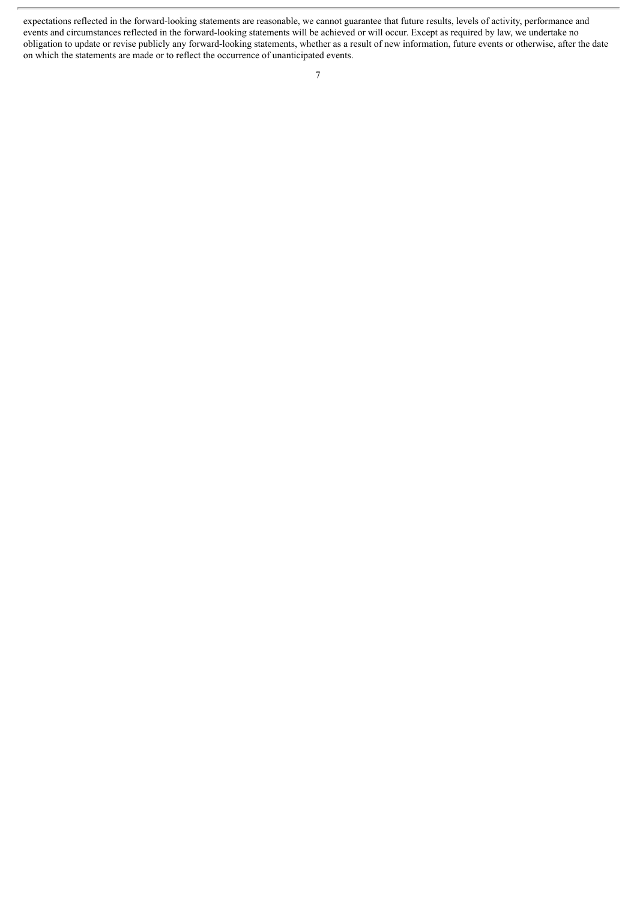expectations reflected in the forward-looking statements are reasonable, we cannot guarantee that future results, levels of activity, performance and events and circumstances reflected in the forward-looking statements will be achieved or will occur. Except as required by law, we undertake no obligation to update or revise publicly any forward-looking statements, whether as a result of new information, future events or otherwise, after the date on which the statements are made or to reflect the occurrence of unanticipated events.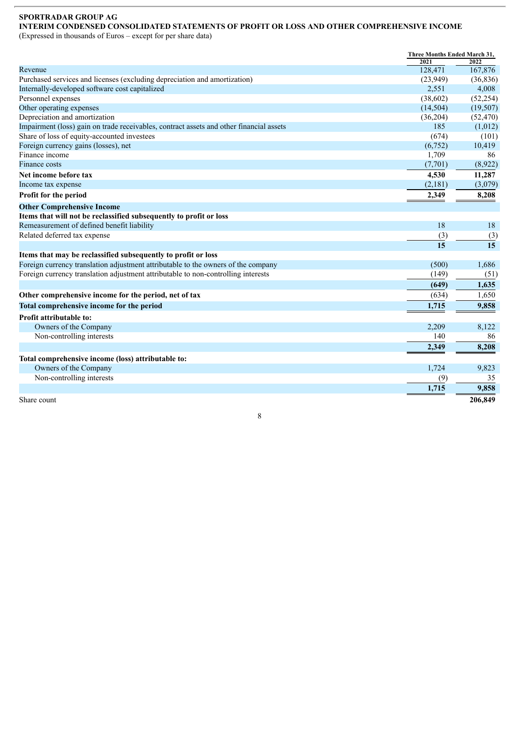**SPORTRADAR GROUP AG**

**INTERIM CONDENSED CONSOLIDATED STATEMENTS OF PROFIT OR LOSS AND OTHER COMPREHENSIVE INCOME**

(Expressed in thousands of Euros – except for per share data)

| | Three Months Ended March 31, | |
|---|---|---|
| | 2021 | 2022 |
| Revenue | 128,471 | 167,876 |
| Purchased services and licenses (excluding depreciation and amortization) | (23,949) | (36,836) |
| Internally-developed software cost capitalized | 2,551 | 4,008 |
| Personnel expenses | (38,602) | (52,254) |
| Other operating expenses | (14,504) | (19,507) |
| Depreciation and amortization | (36,204) | (52,470) |
| Impairment (loss) gain on trade receivables, contract assets and other financial assets | 185 | (1,012) |
| Share of loss of equity-accounted investees | (674) | (101) |
| Foreign currency gains (losses), net | (6,752) | 10,419 |
| Finance income | 1,709 | 86 |
| Finance costs | (7,701) | (8,922) |
| **Net income before tax** | **4,530** | **11,287** |
| Income tax expense | (2,181) | (3,079) |
| **Profit for the period** | **2,349** | **8,208** |
| **Other Comprehensive Income** | | |
| **Items that will not be reclassified subsequently to profit or loss** | | |
| Remeasurement of defined benefit liability | 18 | 18 |
| Related deferred tax expense | (3) | (3) |
| | **15** | **15** |
| **Items that may be reclassified subsequently to profit or loss** | | |
| Foreign currency translation adjustment attributable to the owners of the company | (500) | 1,686 |
| Foreign currency translation adjustment attributable to non-controlling interests | (149) | (51) |
| | **(649)** | **1,635** |
| **Other comprehensive income for the period, net of tax** | (634) | 1,650 |
| **Total comprehensive income for the period** | **1,715** | **9,858** |
| **Profit attributable to:** | | |
| Owners of the Company | 2,209 | 8,122 |
| Non-controlling interests | 140 | 86 |
| | **2,349** | **8,208** |
| **Total comprehensive income (loss) attributable to:** | | |
| Owners of the Company | 1,724 | 9,823 |
| Non-controlling interests | (9) | 35 |
| | **1,715** | **9,858** |
| Share count | | **206,849** |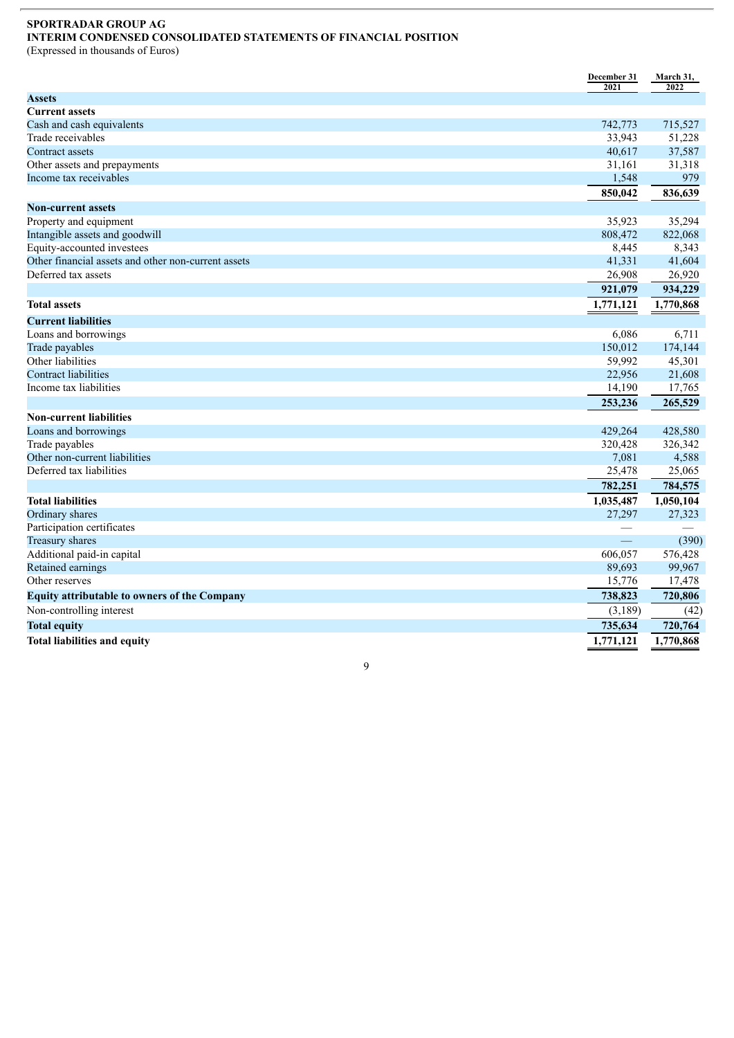**SPORTRADAR GROUP AG**
**INTERIM CONDENSED CONSOLIDATED STATEMENTS OF FINANCIAL POSITION**
(Expressed in thousands of Euros)

| | December 31 2021 | March 31, 2022 |
|---|---|---|
| **Assets** | | |
| **Current assets** | | |
| Cash and cash equivalents | 742,773 | 715,527 |
| Trade receivables | 33,943 | 51,228 |
| Contract assets | 40,617 | 37,587 |
| Other assets and prepayments | 31,161 | 31,318 |
| Income tax receivables | 1,548 | 979 |
| | **850,042** | **836,639** |
| **Non-current assets** | | |
| Property and equipment | 35,923 | 35,294 |
| Intangible assets and goodwill | 808,472 | 822,068 |
| Equity-accounted investees | 8,445 | 8,343 |
| Other financial assets and other non-current assets | 41,331 | 41,604 |
| Deferred tax assets | 26,908 | 26,920 |
| | **921,079** | **934,229** |
| **Total assets** | **1,771,121** | **1,770,868** |
| **Current liabilities** | | |
| Loans and borrowings | 6,086 | 6,711 |
| Trade payables | 150,012 | 174,144 |
| Other liabilities | 59,992 | 45,301 |
| Contract liabilities | 22,956 | 21,608 |
| Income tax liabilities | 14,190 | 17,765 |
| | **253,236** | **265,529** |
| **Non-current liabilities** | | |
| Loans and borrowings | 429,264 | 428,580 |
| Trade payables | 320,428 | 326,342 |
| Other non-current liabilities | 7,081 | 4,588 |
| Deferred tax liabilities | 25,478 | 25,065 |
| | **782,251** | **784,575** |
| **Total liabilities** | **1,035,487** | **1,050,104** |
| Ordinary shares | 27,297 | 27,323 |
| Participation certificates | — | — |
| Treasury shares | — | (390) |
| Additional paid-in capital | 606,057 | 576,428 |
| Retained earnings | 89,693 | 99,967 |
| Other reserves | 15,776 | 17,478 |
| **Equity attributable to owners of the Company** | **738,823** | **720,806** |
| Non-controlling interest | (3,189) | (42) |
| **Total equity** | **735,634** | **720,764** |
| **Total liabilities and equity** | **1,771,121** | **1,770,868** |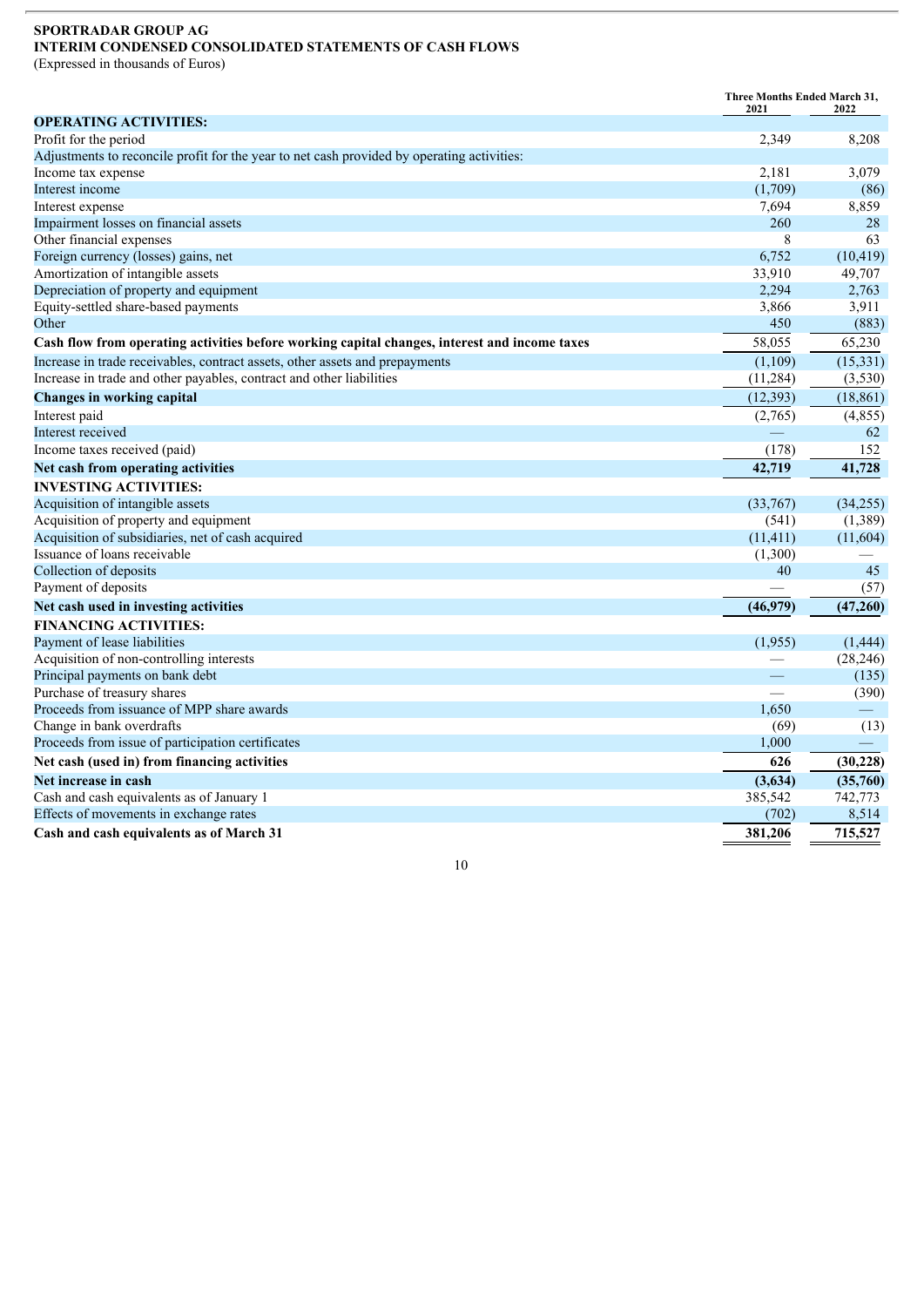**SPORTRADAR GROUP AG**
**INTERIM CONDENSED CONSOLIDATED STATEMENTS OF CASH FLOWS**
(Expressed in thousands of Euros)

| | Three Months Ended March 31, 2021 | Three Months Ended March 31, 2022 |
|---|---|---|
| **OPERATING ACTIVITIES:** | | |
| Profit for the period | 2,349 | 8,208 |
| Adjustments to reconcile profit for the year to net cash provided by operating activities: | | |
| Income tax expense | 2,181 | 3,079 |
| Interest income | (1,709) | (86) |
| Interest expense | 7,694 | 8,859 |
| Impairment losses on financial assets | 260 | 28 |
| Other financial expenses | 8 | 63 |
| Foreign currency (losses) gains, net | 6,752 | (10,419) |
| Amortization of intangible assets | 33,910 | 49,707 |
| Depreciation of property and equipment | 2,294 | 2,763 |
| Equity-settled share-based payments | 3,866 | 3,911 |
| Other | 450 | (883) |
| **Cash flow from operating activities before working capital changes, interest and income taxes** | 58,055 | 65,230 |
| Increase in trade receivables, contract assets, other assets and prepayments | (1,109) | (15,331) |
| Increase in trade and other payables, contract and other liabilities | (11,284) | (3,530) |
| **Changes in working capital** | (12,393) | (18,861) |
| Interest paid | (2,765) | (4,855) |
| Interest received | — | 62 |
| Income taxes received (paid) | (178) | 152 |
| **Net cash from operating activities** | **42,719** | **41,728** |
| **INVESTING ACTIVITIES:** | | |
| Acquisition of intangible assets | (33,767) | (34,255) |
| Acquisition of property and equipment | (541) | (1,389) |
| Acquisition of subsidiaries, net of cash acquired | (11,411) | (11,604) |
| Issuance of loans receivable | (1,300) | — |
| Collection of deposits | 40 | 45 |
| Payment of deposits | — | (57) |
| **Net cash used in investing activities** | **(46,979)** | **(47,260)** |
| **FINANCING ACTIVITIES:** | | |
| Payment of lease liabilities | (1,955) | (1,444) |
| Acquisition of non-controlling interests | — | (28,246) |
| Principal payments on bank debt | — | (135) |
| Purchase of treasury shares | — | (390) |
| Proceeds from issuance of MPP share awards | 1,650 | — |
| Change in bank overdrafts | (69) | (13) |
| Proceeds from issue of participation certificates | 1,000 | — |
| **Net cash (used in) from financing activities** | **626** | **(30,228)** |
| **Net increase in cash** | **(3,634)** | **(35,760)** |
| Cash and cash equivalents as of January 1 | 385,542 | 742,773 |
| Effects of movements in exchange rates | (702) | 8,514 |
| **Cash and cash equivalents as of March 31** | **381,206** | **715,527** |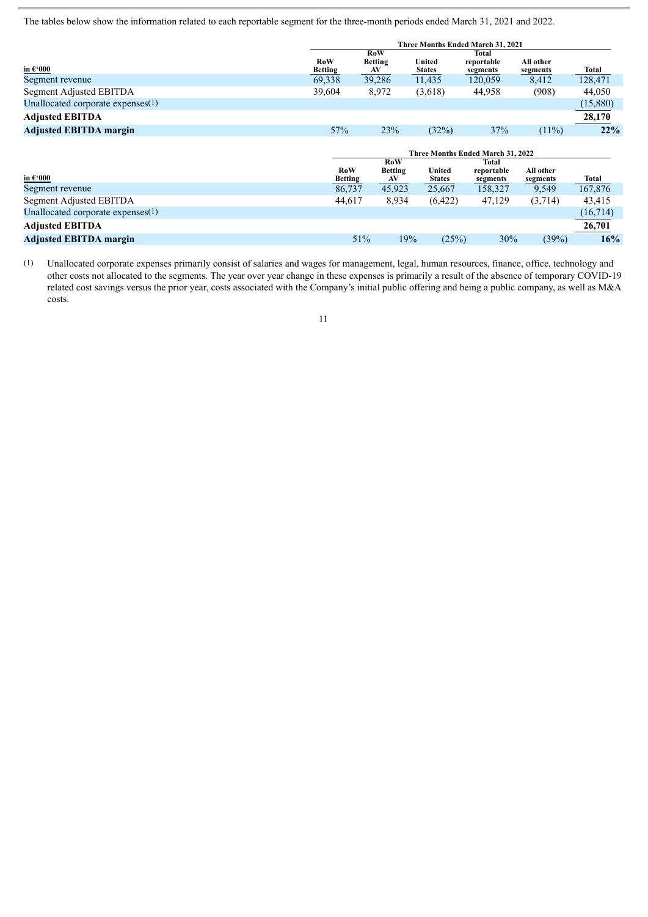The tables below show the information related to each reportable segment for the three-month periods ended March 31, 2021 and 2022.

| | Three Months Ended March 31, 2021 | | | | | |
|---|---|---|---|---|---|---|
| in €'000 | RoW Betting | RoW Betting AV | United States | Total reportable segments | All other segments | Total |
| Segment revenue | 69,338 | 39,286 | 11,435 | 120,059 | 8,412 | 128,471 |
| Segment Adjusted EBITDA | 39,604 | 8,972 | (3,618) | 44,958 | (908) | 44,050 |
| Unallocated corporate expenses(1) | | | | | | (15,880) |
| **Adjusted EBITDA** | | | | | | **28,170** |
| **Adjusted EBITDA margin** | 57% | 23% | (32%) | 37% | (11%) | **22%** |

| | Three Months Ended March 31, 2022 | | | | | |
|---|---|---|---|---|---|---|
| in €'000 | RoW Betting | RoW Betting AV | United States | Total reportable segments | All other segments | Total |
| Segment revenue | 86,737 | 45,923 | 25,667 | 158,327 | 9,549 | 167,876 |
| Segment Adjusted EBITDA | 44,617 | 8,934 | (6,422) | 47,129 | (3,714) | 43,415 |
| Unallocated corporate expenses(1) | | | | | | (16,714) |
| **Adjusted EBITDA** | | | | | | **26,701** |
| **Adjusted EBITDA margin** | 51% | 19% | (25%) | 30% | (39%) | **16%** |

(1) Unallocated corporate expenses primarily consist of salaries and wages for management, legal, human resources, finance, office, technology and other costs not allocated to the segments. The year over year change in these expenses is primarily a result of the absence of temporary COVID-19 related cost savings versus the prior year, costs associated with the Company's initial public offering and being a public company, as well as M&A costs.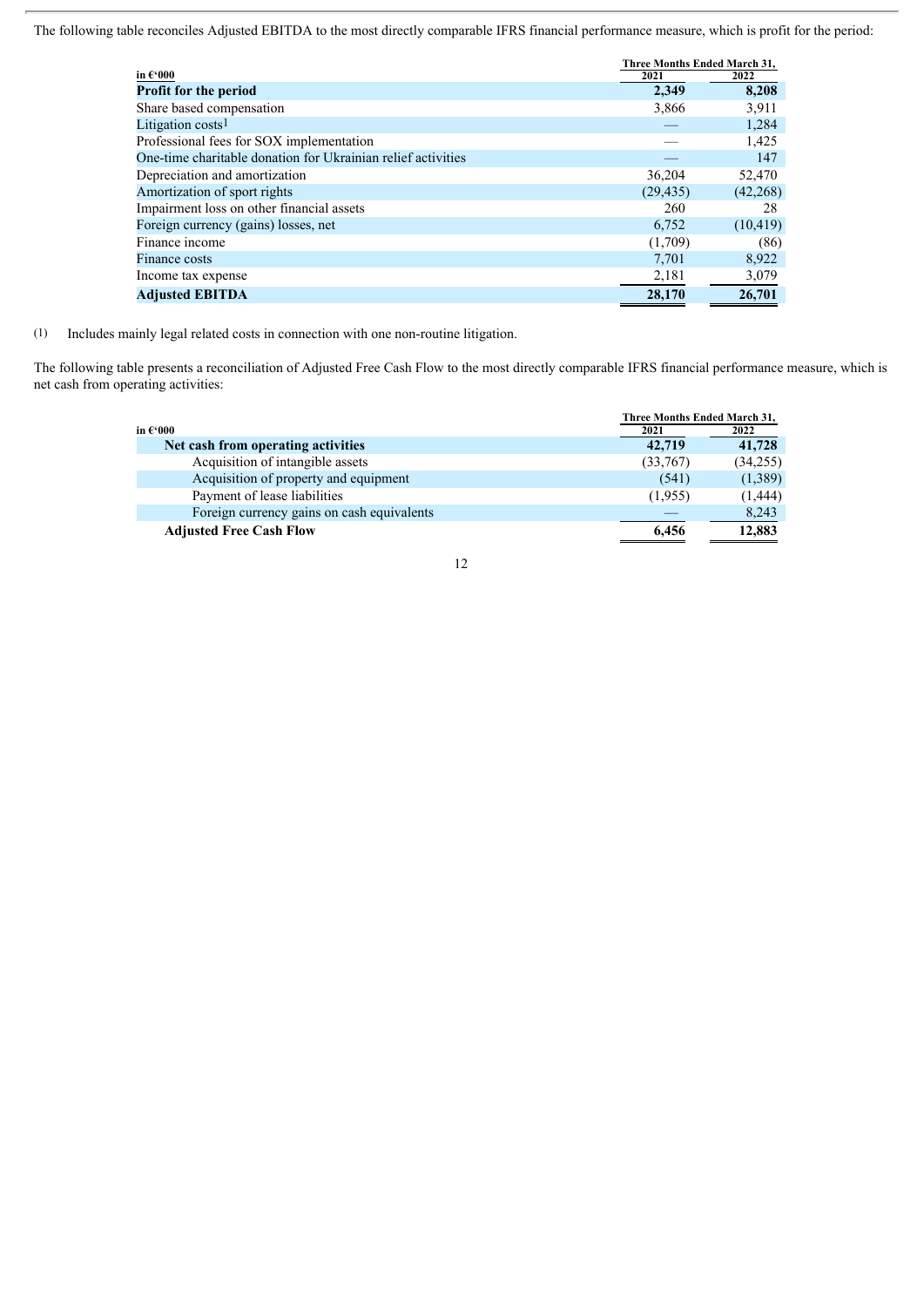The following table reconciles Adjusted EBITDA to the most directly comparable IFRS financial performance measure, which is profit for the period:

| in €'000 | Three Months Ended March 31, 2021 | 2022 |
|---|---|---|
| **Profit for the period** | **2,349** | **8,208** |
| Share based compensation | 3,866 | 3,911 |
| Litigation costs[1] | — | 1,284 |
| Professional fees for SOX implementation | — | 1,425 |
| One-time charitable donation for Ukrainian relief activities | — | 147 |
| Depreciation and amortization | 36,204 | 52,470 |
| Amortization of sport rights | (29,435) | (42,268) |
| Impairment loss on other financial assets | 260 | 28 |
| Foreign currency (gains) losses, net | 6,752 | (10,419) |
| Finance income | (1,709) | (86) |
| Finance costs | 7,701 | 8,922 |
| Income tax expense | 2,181 | 3,079 |
| **Adjusted EBITDA** | **28,170** | **26,701** |

(1) Includes mainly legal related costs in connection with one non-routine litigation.

The following table presents a reconciliation of Adjusted Free Cash Flow to the most directly comparable IFRS financial performance measure, which is net cash from operating activities:

| in €'000 | Three Months Ended March 31, 2021 | 2022 |
|---|---|---|
| **Net cash from operating activities** | **42,719** | **41,728** |
| Acquisition of intangible assets | (33,767) | (34,255) |
| Acquisition of property and equipment | (541) | (1,389) |
| Payment of lease liabilities | (1,955) | (1,444) |
| Foreign currency gains on cash equivalents | — | 8,243 |
| **Adjusted Free Cash Flow** | **6,456** | **12,883** |